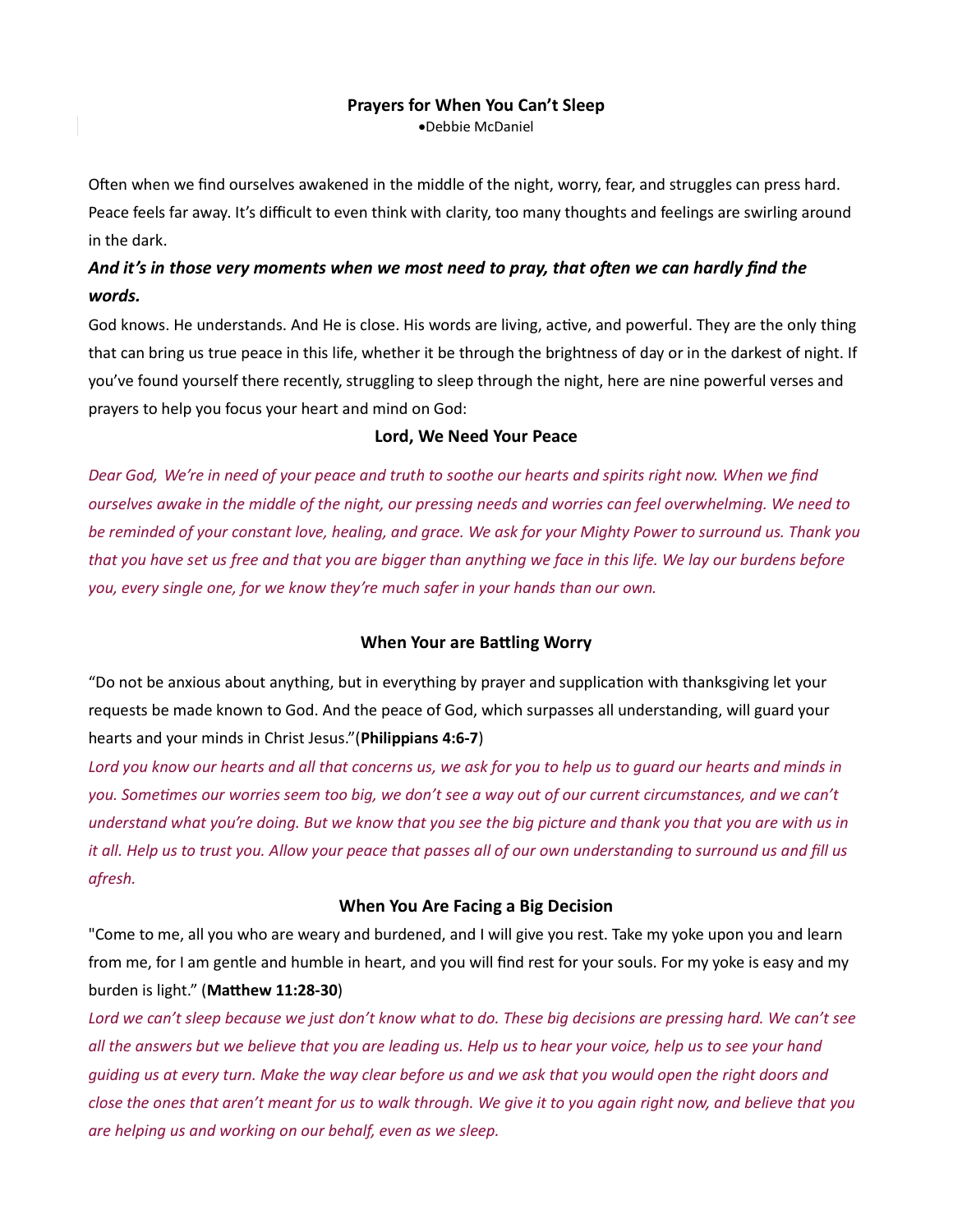# Prayers for When You Can't Sleep

- Debbie McDaniel

Often when we find ourselves awakened in the middle of the night, worry, fear, and struggles can press hard. Peace feels far away. It's difficult to even think with clarity, too many thoughts and feelings are swirling around in the dark.

***And it's in those very moments when we most need to pray, that often we can hardly find the words.***

God knows. He understands. And He is close. His words are living, active, and powerful. They are the only thing that can bring us true peace in this life, whether it be through the brightness of day or in the darkest of night. If you've found yourself there recently, struggling to sleep through the night, here are nine powerful verses and prayers to help you focus your heart and mind on God:

## Lord, We Need Your Peace

*Dear God, We're in need of your peace and truth to soothe our hearts and spirits right now. When we find ourselves awake in the middle of the night, our pressing needs and worries can feel overwhelming. We need to be reminded of your constant love, healing, and grace. We ask for your Mighty Power to surround us. Thank you that you have set us free and that you are bigger than anything we face in this life. We lay our burdens before you, every single one, for we know they're much safer in your hands than our own.*

## When Your are Battling Worry

"Do not be anxious about anything, but in everything by prayer and supplication with thanksgiving let your requests be made known to God. And the peace of God, which surpasses all understanding, will guard your hearts and your minds in Christ Jesus."(**Philippians 4:6-7**)

*Lord you know our hearts and all that concerns us, we ask for you to help us to guard our hearts and minds in you. Sometimes our worries seem too big, we don't see a way out of our current circumstances, and we can't understand what you're doing. But we know that you see the big picture and thank you that you are with us in it all. Help us to trust you. Allow your peace that passes all of our own understanding to surround us and fill us afresh.*

## When You Are Facing a Big Decision

"Come to me, all you who are weary and burdened, and I will give you rest. Take my yoke upon you and learn from me, for I am gentle and humble in heart, and you will find rest for your souls. For my yoke is easy and my burden is light." (**Matthew 11:28-30**)

*Lord we can't sleep because we just don't know what to do. These big decisions are pressing hard. We can't see all the answers but we believe that you are leading us. Help us to hear your voice, help us to see your hand guiding us at every turn. Make the way clear before us and we ask that you would open the right doors and close the ones that aren't meant for us to walk through. We give it to you again right now, and believe that you are helping us and working on our behalf, even as we sleep.*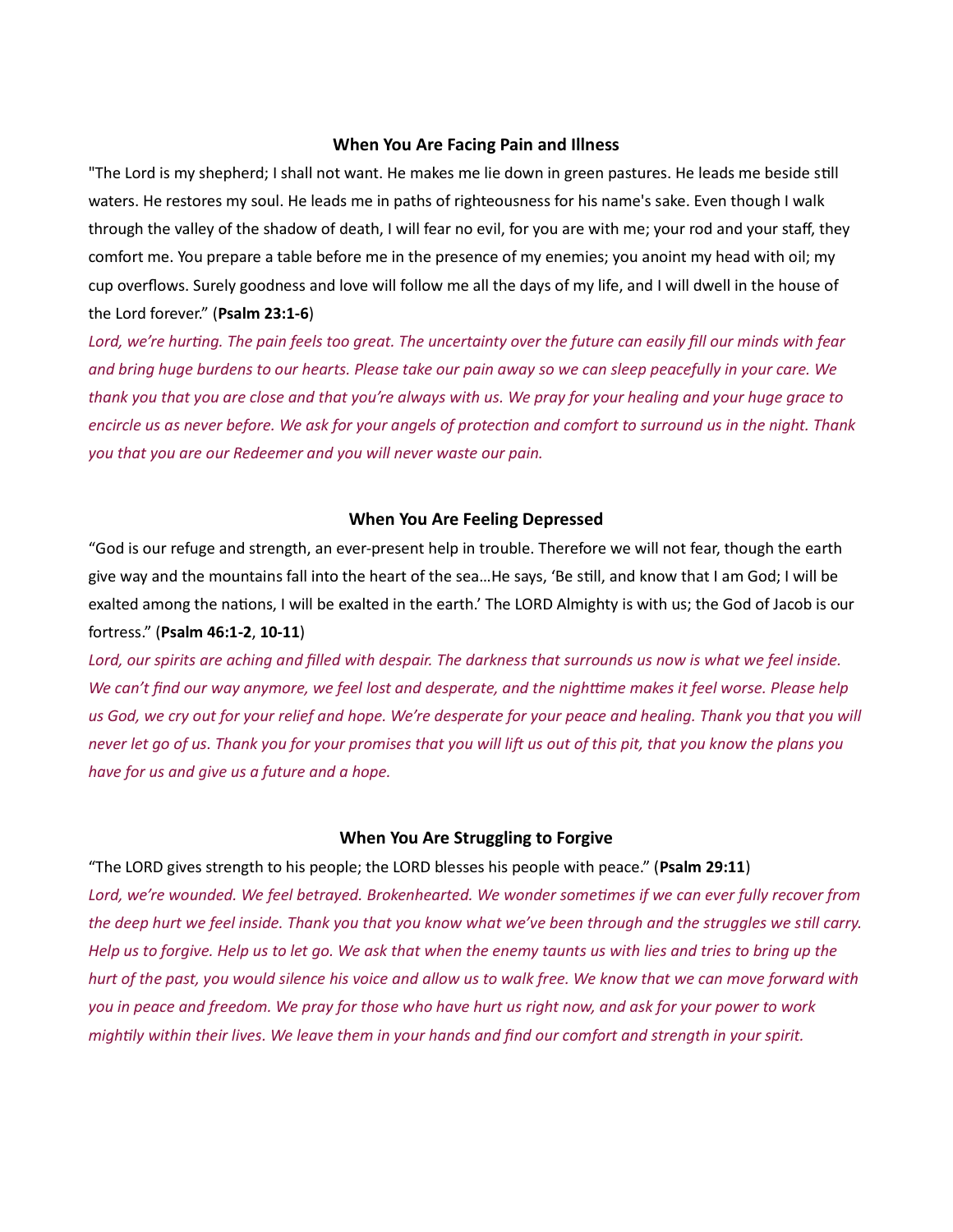### When You Are Facing Pain and Illness

"The Lord is my shepherd; I shall not want. He makes me lie down in green pastures. He leads me beside still waters. He restores my soul. He leads me in paths of righteousness for his name's sake. Even though I walk through the valley of the shadow of death, I will fear no evil, for you are with me; your rod and your staff, they comfort me. You prepare a table before me in the presence of my enemies; you anoint my head with oil; my cup overflows. Surely goodness and love will follow me all the days of my life, and I will dwell in the house of the Lord forever." (**Psalm 23:1-6**)

*Lord, we're hurting. The pain feels too great. The uncertainty over the future can easily fill our minds with fear and bring huge burdens to our hearts. Please take our pain away so we can sleep peacefully in your care. We thank you that you are close and that you're always with us. We pray for your healing and your huge grace to encircle us as never before. We ask for your angels of protection and comfort to surround us in the night. Thank you that you are our Redeemer and you will never waste our pain.*

### When You Are Feeling Depressed

"God is our refuge and strength, an ever-present help in trouble. Therefore we will not fear, though the earth give way and the mountains fall into the heart of the sea…He says, 'Be still, and know that I am God; I will be exalted among the nations, I will be exalted in the earth.' The LORD Almighty is with us; the God of Jacob is our fortress." (**Psalm 46:1-2**, **10-11**)

*Lord, our spirits are aching and filled with despair. The darkness that surrounds us now is what we feel inside. We can't find our way anymore, we feel lost and desperate, and the nighttime makes it feel worse. Please help us God, we cry out for your relief and hope. We're desperate for your peace and healing. Thank you that you will never let go of us. Thank you for your promises that you will lift us out of this pit, that you know the plans you have for us and give us a future and a hope.*

### When You Are Struggling to Forgive

"The LORD gives strength to his people; the LORD blesses his people with peace." (**Psalm 29:11**)

*Lord, we're wounded. We feel betrayed. Brokenhearted. We wonder sometimes if we can ever fully recover from the deep hurt we feel inside. Thank you that you know what we've been through and the struggles we still carry. Help us to forgive. Help us to let go. We ask that when the enemy taunts us with lies and tries to bring up the hurt of the past, you would silence his voice and allow us to walk free. We know that we can move forward with you in peace and freedom. We pray for those who have hurt us right now, and ask for your power to work mightily within their lives. We leave them in your hands and find our comfort and strength in your spirit.*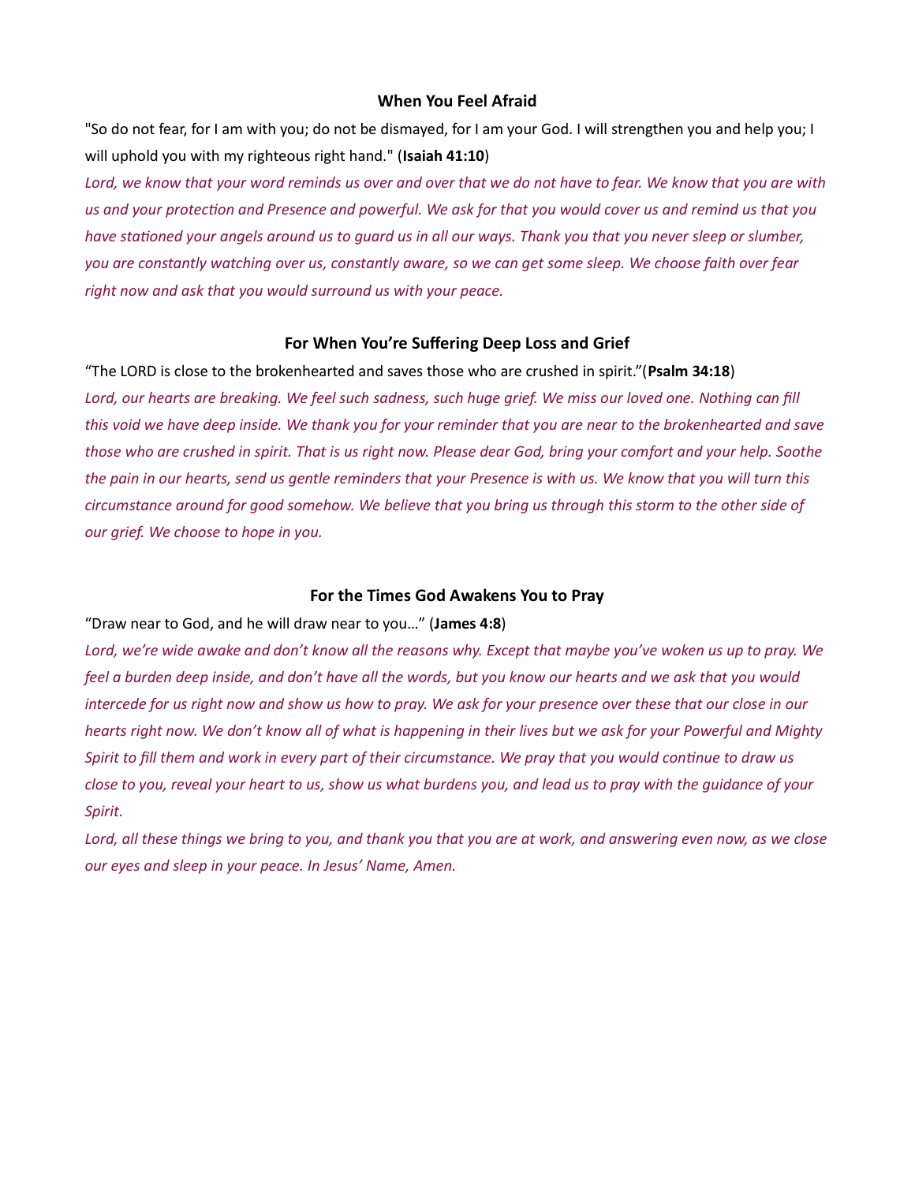### When You Feel Afraid

"So do not fear, for I am with you; do not be dismayed, for I am your God. I will strengthen you and help you; I will uphold you with my righteous right hand." (**Isaiah 41:10**)

*Lord, we know that your word reminds us over and over that we do not have to fear. We know that you are with us and your protection and Presence and powerful. We ask for that you would cover us and remind us that you have stationed your angels around us to guard us in all our ways. Thank you that you never sleep or slumber, you are constantly watching over us, constantly aware, so we can get some sleep. We choose faith over fear right now and ask that you would surround us with your peace.*

### For When You're Suffering Deep Loss and Grief

"The LORD is close to the brokenhearted and saves those who are crushed in spirit."(**Psalm 34:18**)

*Lord, our hearts are breaking. We feel such sadness, such huge grief. We miss our loved one. Nothing can fill this void we have deep inside. We thank you for your reminder that you are near to the brokenhearted and save those who are crushed in spirit. That is us right now. Please dear God, bring your comfort and your help. Soothe the pain in our hearts, send us gentle reminders that your Presence is with us. We know that you will turn this circumstance around for good somehow. We believe that you bring us through this storm to the other side of our grief. We choose to hope in you.*

### For the Times God Awakens You to Pray

"Draw near to God, and he will draw near to you…" (**James 4:8**)

*Lord, we're wide awake and don't know all the reasons why. Except that maybe you've woken us up to pray. We feel a burden deep inside, and don't have all the words, but you know our hearts and we ask that you would intercede for us right now and show us how to pray. We ask for your presence over these that our close in our hearts right now. We don't know all of what is happening in their lives but we ask for your Powerful and Mighty Spirit to fill them and work in every part of their circumstance. We pray that you would continue to draw us close to you, reveal your heart to us, show us what burdens you, and lead us to pray with the guidance of your Spirit.*

*Lord, all these things we bring to you, and thank you that you are at work, and answering even now, as we close our eyes and sleep in your peace. In Jesus' Name, Amen.*